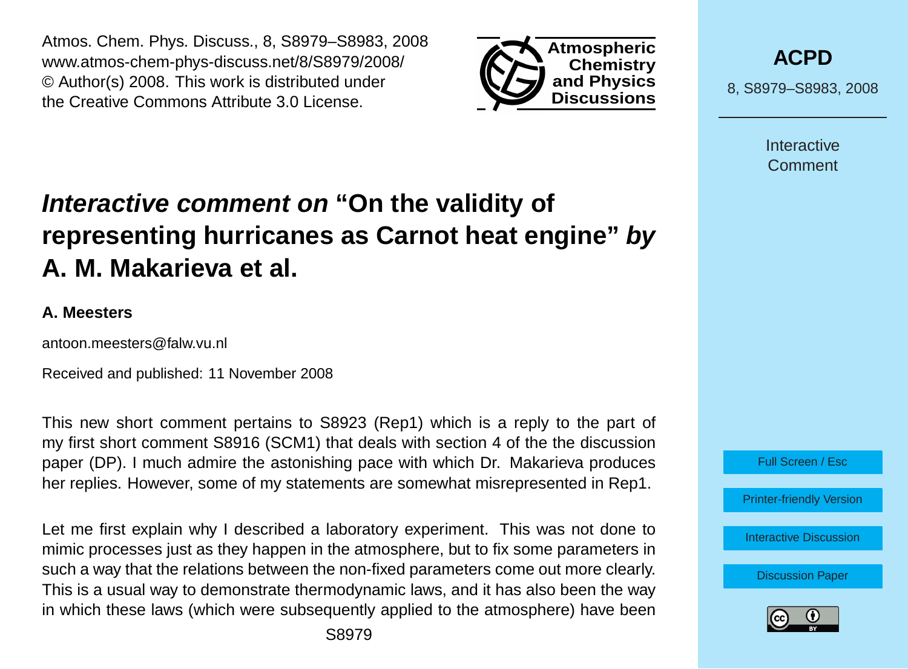# *Interactive comment on* "On the validity of representing hurricanes as Carnot heat engine" *by* A. M. Makarieva et al.

**A. Meesters**

antoon.meesters@falw.vu.nl

Received and published: 11 November 2008

This new short comment pertains to S8923 (Rep1) which is a reply to the part of my first short comment S8916 (SCM1) that deals with section 4 of the the discussion paper (DP). I much admire the astonishing pace with which Dr. Makarieva produces her replies. However, some of my statements are somewhat misrepresented in Rep1.

Let me first explain why I described a laboratory experiment. This was not done to mimic processes just as they happen in the atmosphere, but to fix some parameters in such a way that the relations between the non-fixed parameters come out more clearly. This is a usual way to demonstrate thermodynamic laws, and it has also been the way in which these laws (which were subsequently applied to the atmosphere) have been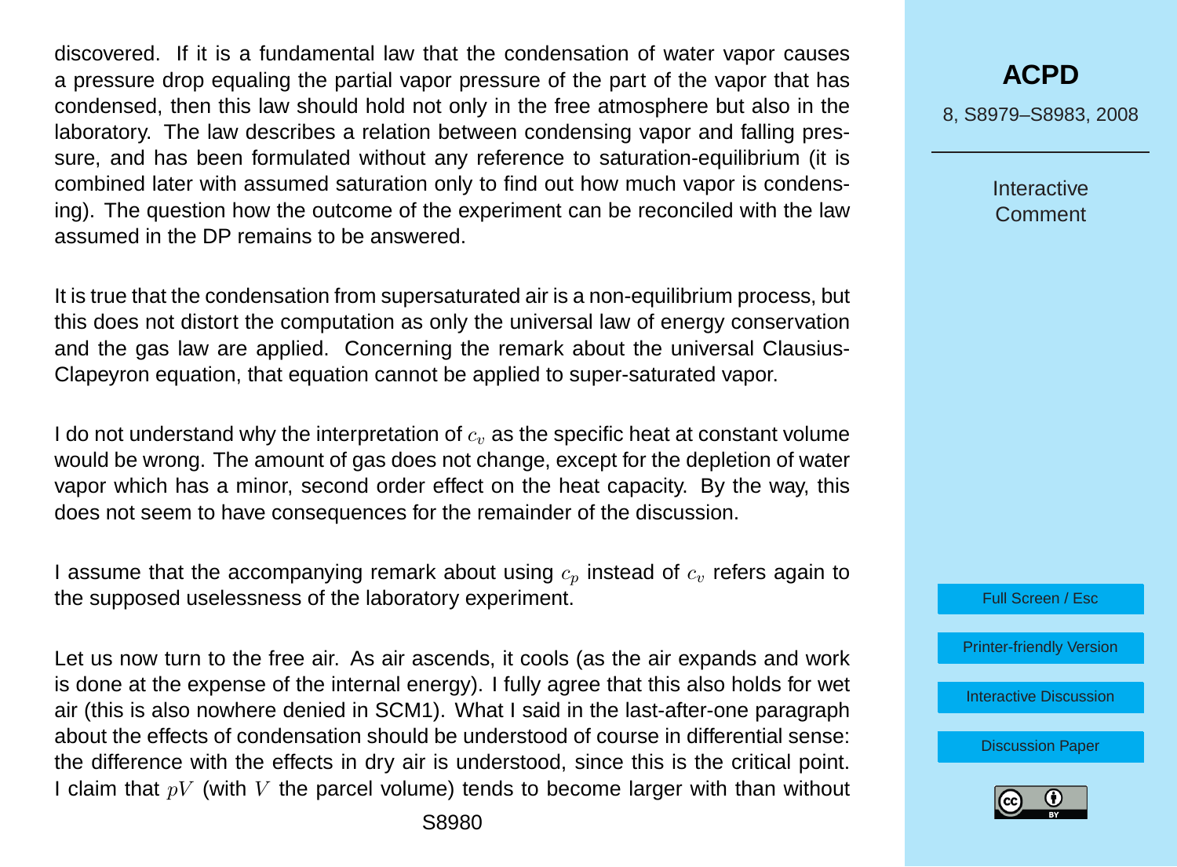discovered. If it is a fundamental law that the condensation of water vapor causes a pressure drop equaling the partial vapor pressure of the part of the vapor that has condensed, then this law should hold not only in the free atmosphere but also in the laboratory. The law describes a relation between condensing vapor and falling pressure, and has been formulated without any reference to saturation-equilibrium (it is combined later with assumed saturation only to find out how much vapor is condensing). The question how the outcome of the experiment can be reconciled with the law assumed in the DP remains to be answered.

It is true that the condensation from supersaturated air is a non-equilibrium process, but this does not distort the computation as only the universal law of energy conservation and the gas law are applied. Concerning the remark about the universal Clausius-Clapeyron equation, that equation cannot be applied to super-saturated vapor.

I do not understand why the interpretation of $c_v$ as the specific heat at constant volume would be wrong. The amount of gas does not change, except for the depletion of water vapor which has a minor, second order effect on the heat capacity. By the way, this does not seem to have consequences for the remainder of the discussion.

I assume that the accompanying remark about using $c_p$ instead of $c_v$ refers again to the supposed uselessness of the laboratory experiment.

Let us now turn to the free air. As air ascends, it cools (as the air expands and work is done at the expense of the internal energy). I fully agree that this also holds for wet air (this is also nowhere denied in SCM1). What I said in the last-after-one paragraph about the effects of condensation should be understood of course in differential sense: the difference with the effects in dry air is understood, since this is the critical point. I claim that $pV$ (with $V$ the parcel volume) tends to become larger with than without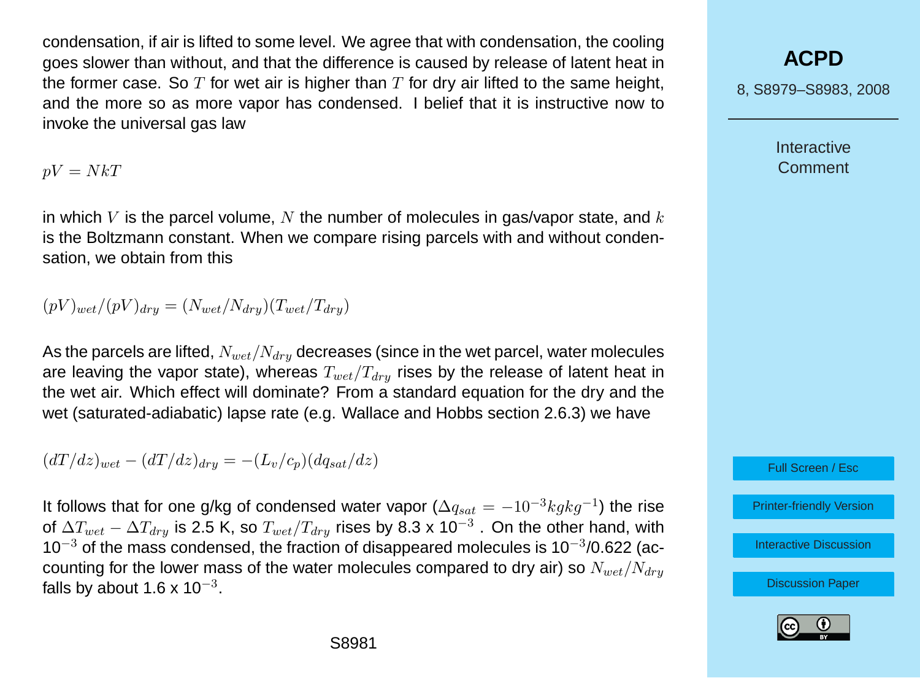condensation, if air is lifted to some level. We agree that with condensation, the cooling goes slower than without, and that the difference is caused by release of latent heat in the former case. So $T$ for wet air is higher than $T$ for dry air lifted to the same height, and the more so as more vapor has condensed. I belief that it is instructive now to invoke the universal gas law

$$pV = NkT$$

in which $V$ is the parcel volume, $N$ the number of molecules in gas/vapor state, and $k$ is the Boltzmann constant. When we compare rising parcels with and without condensation, we obtain from this

$$(pV)_{wet}/(pV)_{dry} = (N_{wet}/N_{dry})(T_{wet}/T_{dry})$$

As the parcels are lifted, $N_{wet}/N_{dry}$ decreases (since in the wet parcel, water molecules are leaving the vapor state), whereas $T_{wet}/T_{dry}$ rises by the release of latent heat in the wet air. Which effect will dominate? From a standard equation for the dry and the wet (saturated-adiabatic) lapse rate (e.g. Wallace and Hobbs section 2.6.3) we have

$$(dT/dz)_{wet} - (dT/dz)_{dry} = -(L_v/c_p)(dq_{sat}/dz)$$

It follows that for one g/kg of condensed water vapor ($\Delta q_{sat} = -10^{-3} kg kg^{-1}$) the rise of $\Delta T_{wet} - \Delta T_{dry}$ is 2.5 K, so $T_{wet}/T_{dry}$ rises by 8.3 x $10^{-3}$ . On the other hand, with $10^{-3}$ of the mass condensed, the fraction of disappeared molecules is $10^{-3}$/0.622 (accounting for the lower mass of the water molecules compared to dry air) so $N_{wet}/N_{dry}$ falls by about 1.6 x $10^{-3}$.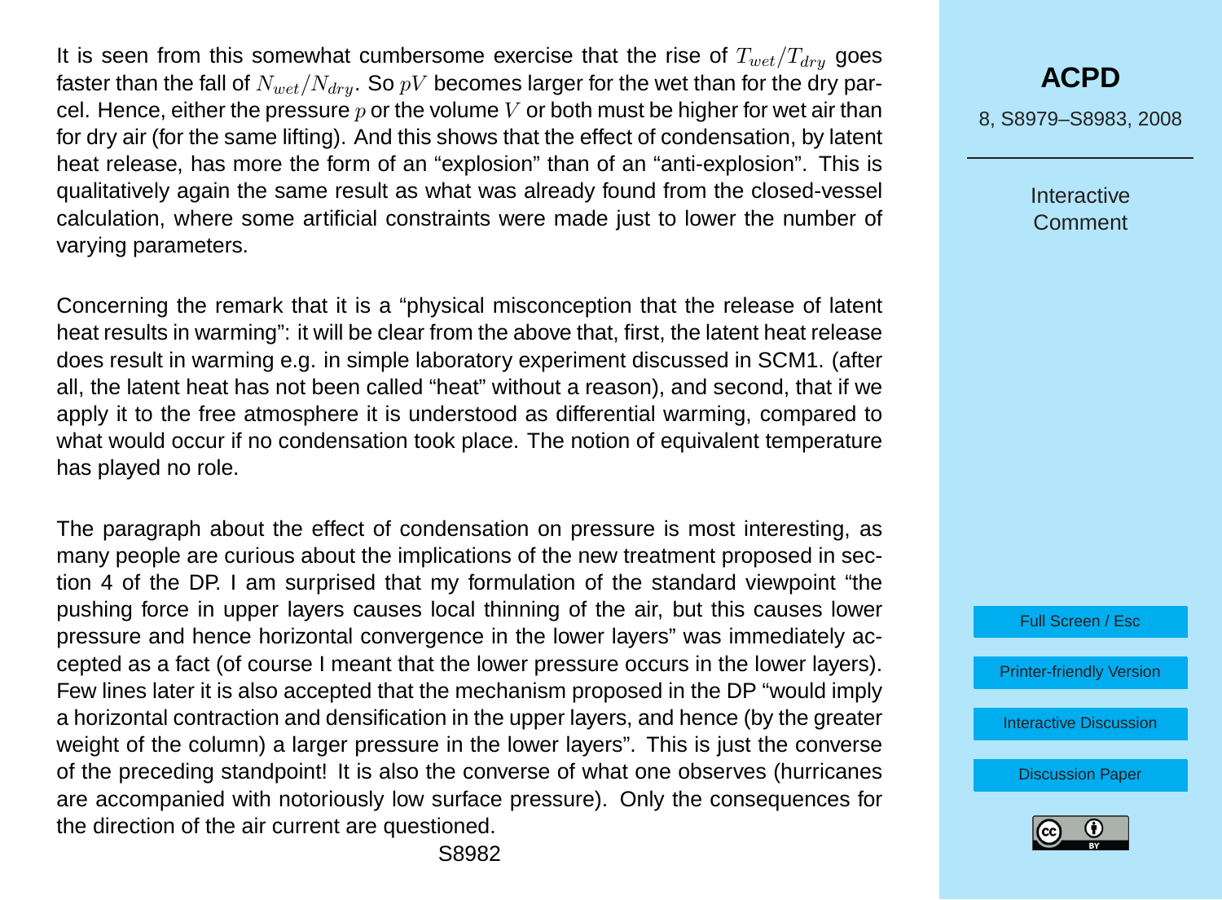It is seen from this somewhat cumbersome exercise that the rise of $T_{wet}/T_{dry}$ goes faster than the fall of $N_{wet}/N_{dry}$. So $pV$ becomes larger for the wet than for the dry parcel. Hence, either the pressure $p$ or the volume $V$ or both must be higher for wet air than for dry air (for the same lifting). And this shows that the effect of condensation, by latent heat release, has more the form of an "explosion" than of an "anti-explosion". This is qualitatively again the same result as what was already found from the closed-vessel calculation, where some artificial constraints were made just to lower the number of varying parameters.

Concerning the remark that it is a "physical misconception that the release of latent heat results in warming": it will be clear from the above that, first, the latent heat release does result in warming e.g. in simple laboratory experiment discussed in SCM1. (after all, the latent heat has not been called "heat" without a reason), and second, that if we apply it to the free atmosphere it is understood as differential warming, compared to what would occur if no condensation took place. The notion of equivalent temperature has played no role.

The paragraph about the effect of condensation on pressure is most interesting, as many people are curious about the implications of the new treatment proposed in section 4 of the DP. I am surprised that my formulation of the standard viewpoint "the pushing force in upper layers causes local thinning of the air, but this causes lower pressure and hence horizontal convergence in the lower layers" was immediately accepted as a fact (of course I meant that the lower pressure occurs in the lower layers). Few lines later it is also accepted that the mechanism proposed in the DP "would imply a horizontal contraction and densification in the upper layers, and hence (by the greater weight of the column) a larger pressure in the lower layers". This is just the converse of the preceding standpoint! It is also the converse of what one observes (hurricanes are accompanied with notoriously low surface pressure). Only the consequences for the direction of the air current are questioned.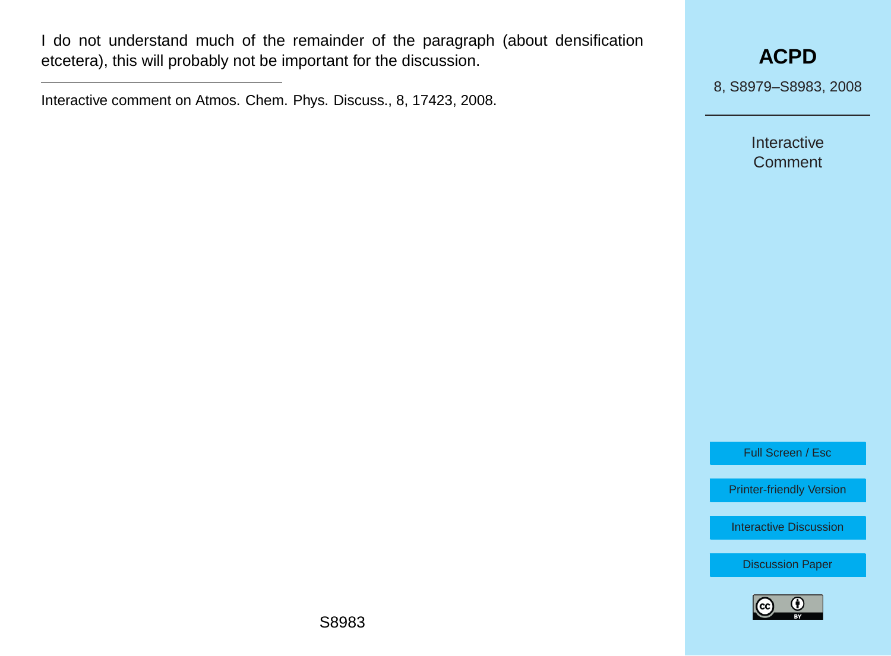I do not understand much of the remainder of the paragraph (about densification etcetera), this will probably not be important for the discussion.

---

Interactive comment on Atmos. Chem. Phys. Discuss., 8, 17423, 2008.